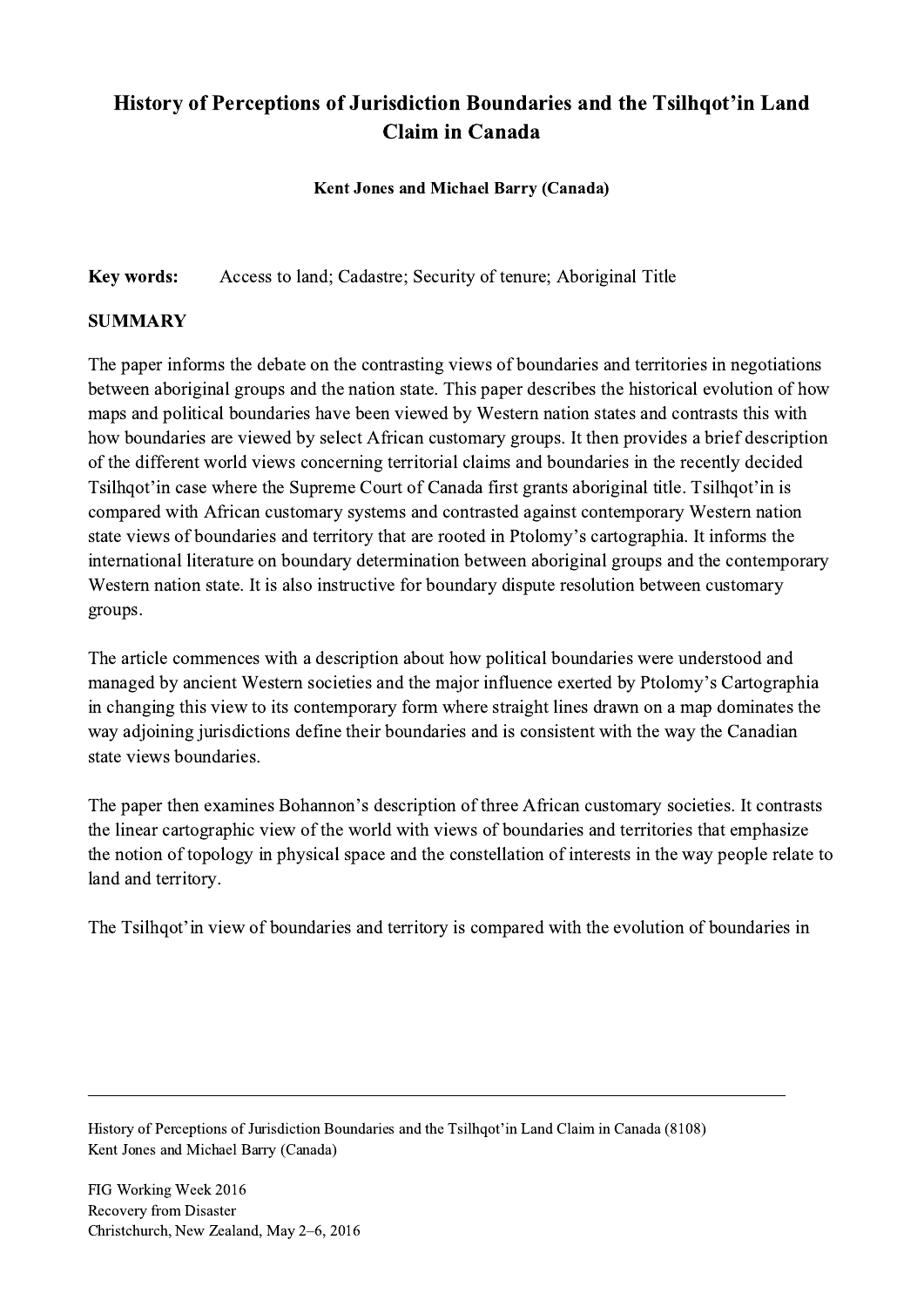# History of Perceptions of Jurisdiction Boundaries and the Tsilhqot'in Land Claim in Canada

**Kent Jones and Michael Barry (Canada)**

**Key words:** Access to land; Cadastre; Security of tenure; Aboriginal Title

## SUMMARY

The paper informs the debate on the contrasting views of boundaries and territories in negotiations between aboriginal groups and the nation state. This paper describes the historical evolution of how maps and political boundaries have been viewed by Western nation states and contrasts this with how boundaries are viewed by select African customary groups. It then provides a brief description of the different world views concerning territorial claims and boundaries in the recently decided Tsilhqot'in case where the Supreme Court of Canada first grants aboriginal title. Tsilhqot'in is compared with African customary systems and contrasted against contemporary Western nation state views of boundaries and territory that are rooted in Ptolomy's cartographia. It informs the international literature on boundary determination between aboriginal groups and the contemporary Western nation state. It is also instructive for boundary dispute resolution between customary groups.

The article commences with a description about how political boundaries were understood and managed by ancient Western societies and the major influence exerted by Ptolomy's Cartographia in changing this view to its contemporary form where straight lines drawn on a map dominates the way adjoining jurisdictions define their boundaries and is consistent with the way the Canadian state views boundaries.

The paper then examines Bohannon's description of three African customary societies. It contrasts the linear cartographic view of the world with views of boundaries and territories that emphasize the notion of topology in physical space and the constellation of interests in the way people relate to land and territory.

The Tsilhqot'in view of boundaries and territory is compared with the evolution of boundaries in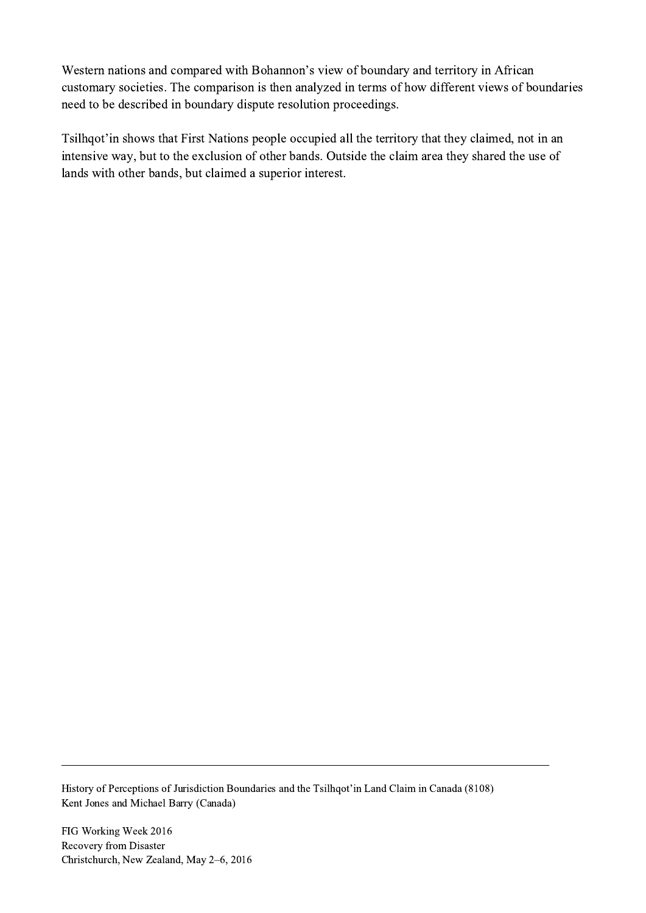Western nations and compared with Bohannon's view of boundary and territory in African customary societies. The comparison is then analyzed in terms of how different views of boundaries need to be described in boundary dispute resolution proceedings.

Tsilhqot'in shows that First Nations people occupied all the territory that they claimed, not in an intensive way, but to the exclusion of other bands. Outside the claim area they shared the use of lands with other bands, but claimed a superior interest.